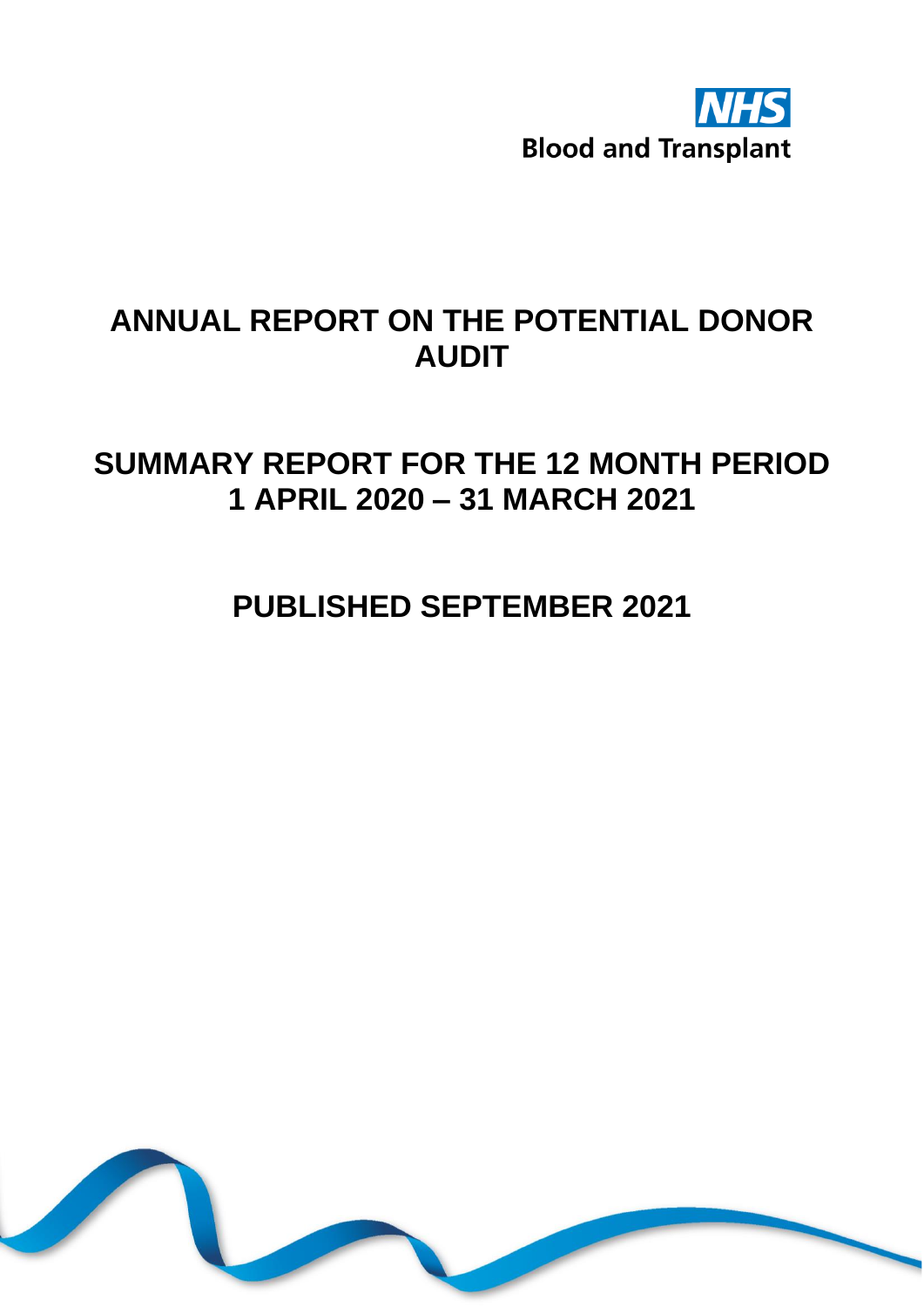NHS Blood and Transplant

# ANNUAL REPORT ON THE POTENTIAL DONOR AUDIT

## SUMMARY REPORT FOR THE 12 MONTH PERIOD 1 APRIL 2020 – 31 MARCH 2021

## PUBLISHED SEPTEMBER 2021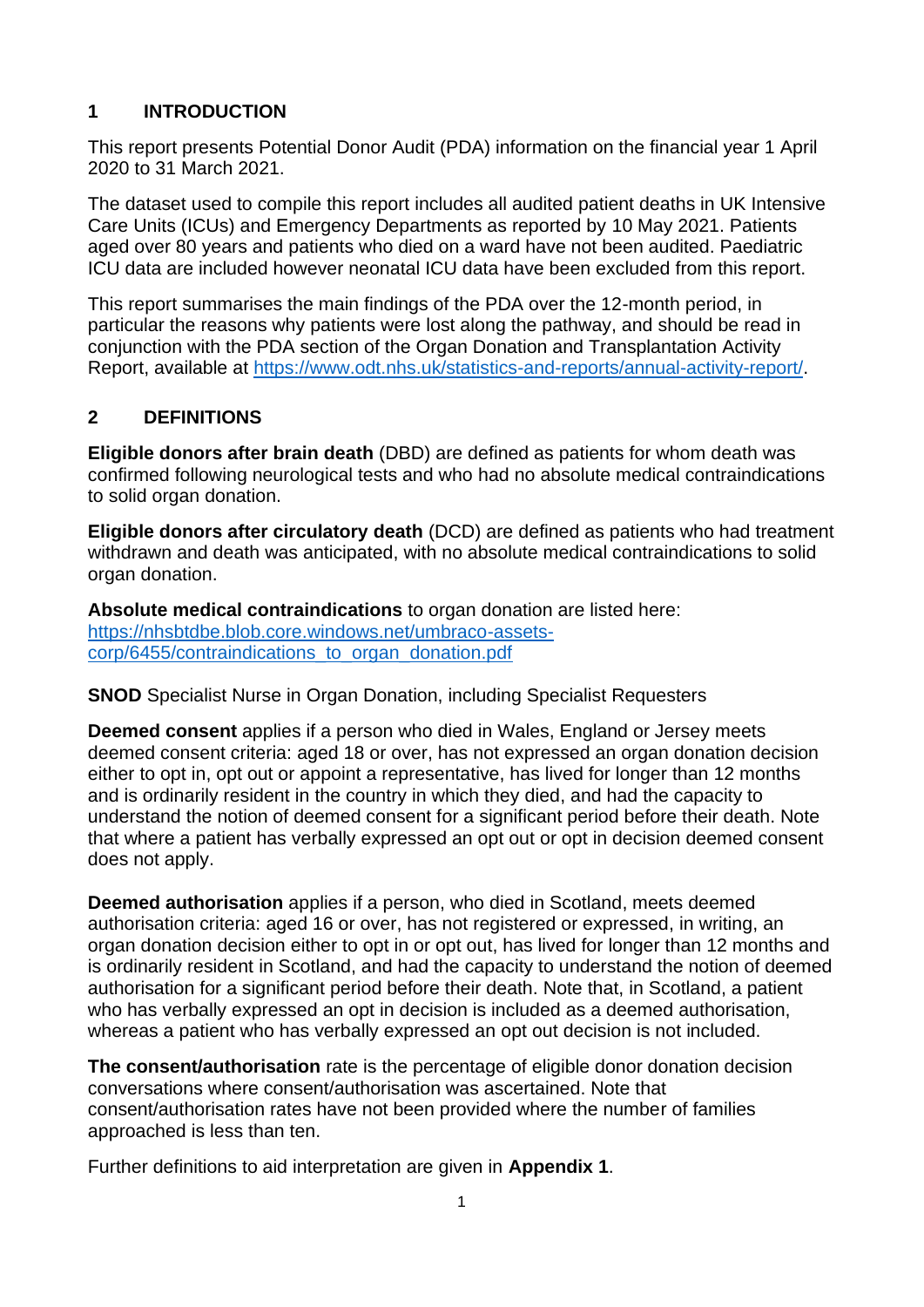## 1 INTRODUCTION

This report presents Potential Donor Audit (PDA) information on the financial year 1 April 2020 to 31 March 2021.

The dataset used to compile this report includes all audited patient deaths in UK Intensive Care Units (ICUs) and Emergency Departments as reported by 10 May 2021. Patients aged over 80 years and patients who died on a ward have not been audited. Paediatric ICU data are included however neonatal ICU data have been excluded from this report.

This report summarises the main findings of the PDA over the 12-month period, in particular the reasons why patients were lost along the pathway, and should be read in conjunction with the PDA section of the Organ Donation and Transplantation Activity Report, available at https://www.odt.nhs.uk/statistics-and-reports/annual-activity-report/.

## 2 DEFINITIONS

**Eligible donors after brain death** (DBD) are defined as patients for whom death was confirmed following neurological tests and who had no absolute medical contraindications to solid organ donation.

**Eligible donors after circulatory death** (DCD) are defined as patients who had treatment withdrawn and death was anticipated, with no absolute medical contraindications to solid organ donation.

**Absolute medical contraindications** to organ donation are listed here: https://nhsbtdbe.blob.core.windows.net/umbraco-assets-corp/6455/contraindications_to_organ_donation.pdf

**SNOD** Specialist Nurse in Organ Donation, including Specialist Requesters

**Deemed consent** applies if a person who died in Wales, England or Jersey meets deemed consent criteria: aged 18 or over, has not expressed an organ donation decision either to opt in, opt out or appoint a representative, has lived for longer than 12 months and is ordinarily resident in the country in which they died, and had the capacity to understand the notion of deemed consent for a significant period before their death. Note that where a patient has verbally expressed an opt out or opt in decision deemed consent does not apply.

**Deemed authorisation** applies if a person, who died in Scotland, meets deemed authorisation criteria: aged 16 or over, has not registered or expressed, in writing, an organ donation decision either to opt in or opt out, has lived for longer than 12 months and is ordinarily resident in Scotland, and had the capacity to understand the notion of deemed authorisation for a significant period before their death. Note that, in Scotland, a patient who has verbally expressed an opt in decision is included as a deemed authorisation, whereas a patient who has verbally expressed an opt out decision is not included.

**The consent/authorisation** rate is the percentage of eligible donor donation decision conversations where consent/authorisation was ascertained. Note that consent/authorisation rates have not been provided where the number of families approached is less than ten.

Further definitions to aid interpretation are given in **Appendix 1**.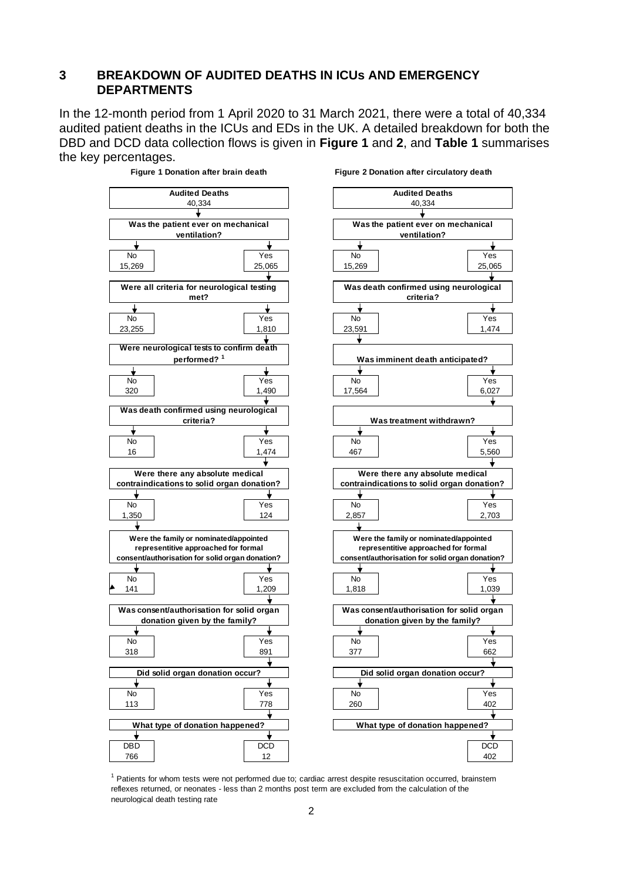## 3 BREAKDOWN OF AUDITED DEATHS IN ICUs AND EMERGENCY DEPARTMENTS

In the 12-month period from 1 April 2020 to 31 March 2021, there were a total of 40,334 audited patient deaths in the ICUs and EDs in the UK. A detailed breakdown for both the DBD and DCD data collection flows is given in **Figure 1** and **2**, and **Table 1** summarises the key percentages.

**Figure 1 Donation after brain death**

| Step | No | Yes |
|---|---|---|
| **Audited Deaths** 40,334 | | |
| **Was the patient ever on mechanical ventilation?** | 15,269 | 25,065 |
| **Were all criteria for neurological testing met?** | 23,255 | 1,810 |
| **Were neurological tests to confirm death performed?** [1] | 320 | 1,490 |
| **Was death confirmed using neurological criteria?** | 16 | 1,474 |
| **Were there any absolute medical contraindications to solid organ donation?** | 1,350 | 124 |
| **Were the family or nominated/appointed representitive approached for formal consent/authorisation for solid organ donation?** | 141 | 1,209 |
| **Was consent/authorisation for solid organ donation given by the family?** | 318 | 891 |
| **Did solid organ donation occur?** | 113 | 778 |
| **What type of donation happened?** | DBD 766 | DCD 12 |

**Figure 2 Donation after circulatory death**

| Step | No | Yes |
|---|---|---|
| **Audited Deaths** 40,334 | | |
| **Was the patient ever on mechanical ventilation?** | 15,269 | 25,065 |
| **Was death confirmed using neurological criteria?** | 23,591 | 1,474 |
| **Was imminent death anticipated?** | 17,564 | 6,027 |
| **Was treatment withdrawn?** | 467 | 5,560 |
| **Were there any absolute medical contraindications to solid organ donation?** | 2,857 | 2,703 |
| **Were the family or nominated/appointed representitive approached for formal consent/authorisation for solid organ donation?** | 1,818 | 1,039 |
| **Was consent/authorisation for solid organ donation given by the family?** | 377 | 662 |
| **Did solid organ donation occur?** | 260 | 402 |
| **What type of donation happened?** | | DCD 402 |

[1] Patients for whom tests were not performed due to; cardiac arrest despite resuscitation occurred, brainstem reflexes returned, or neonates - less than 2 months post term are excluded from the calculation of the neurological death testing rate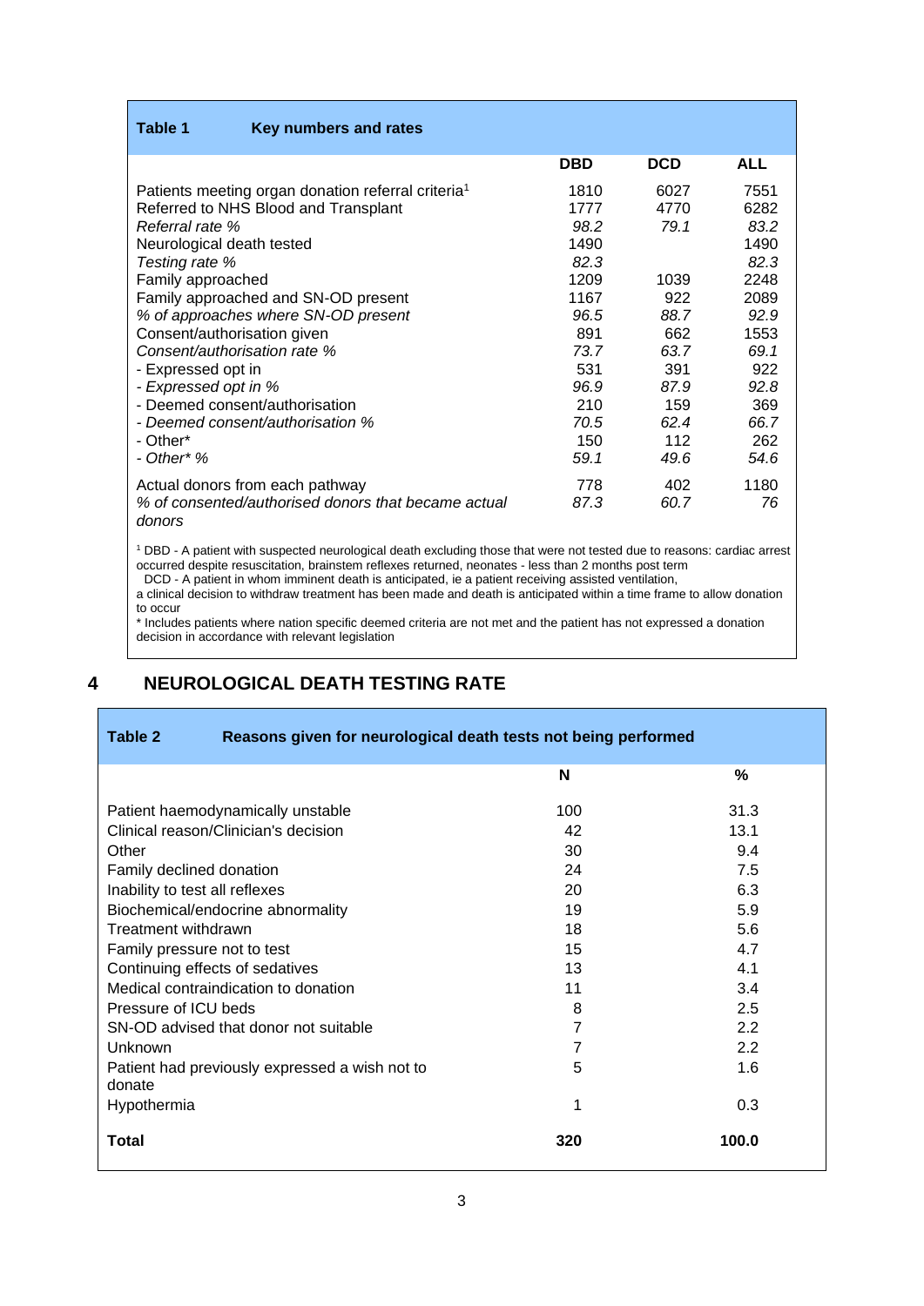**Table 1 Key numbers and rates**

| | DBD | DCD | ALL |
|---|---|---|---|
| Patients meeting organ donation referral criteria[1] | 1810 | 6027 | 7551 |
| Referred to NHS Blood and Transplant | 1777 | 4770 | 6282 |
| *Referral rate %* | *98.2* | *79.1* | *83.2* |
| Neurological death tested | 1490 | | 1490 |
| *Testing rate %* | *82.3* | | *82.3* |
| Family approached | 1209 | 1039 | 2248 |
| Family approached and SN-OD present | 1167 | 922 | 2089 |
| *% of approaches where SN-OD present* | *96.5* | *88.7* | *92.9* |
| Consent/authorisation given | 891 | 662 | 1553 |
| *Consent/authorisation rate %* | *73.7* | *63.7* | *69.1* |
| - Expressed opt in | 531 | 391 | 922 |
| *- Expressed opt in %* | *96.9* | *87.9* | *92.8* |
| - Deemed consent/authorisation | 210 | 159 | 369 |
| *- Deemed consent/authorisation %* | *70.5* | *62.4* | *66.7* |
| - Other* | 150 | 112 | 262 |
| *- Other* %* | *59.1* | *49.6* | *54.6* |
| Actual donors from each pathway | 778 | 402 | 1180 |
| *% of consented/authorised donors that became actual donors* | *87.3* | *60.7* | *76* |

[1] DBD - A patient with suspected neurological death excluding those that were not tested due to reasons: cardiac arrest occurred despite resuscitation, brainstem reflexes returned, neonates - less than 2 months post term
DCD - A patient in whom imminent death is anticipated, ie a patient receiving assisted ventilation, a clinical decision to withdraw treatment has been made and death is anticipated within a time frame to allow donation to occur
* Includes patients where nation specific deemed criteria are not met and the patient has not expressed a donation decision in accordance with relevant legislation

## 4 NEUROLOGICAL DEATH TESTING RATE

**Table 2 Reasons given for neurological death tests not being performed**

| | N | % |
|---|---|---|
| Patient haemodynamically unstable | 100 | 31.3 |
| Clinical reason/Clinician's decision | 42 | 13.1 |
| Other | 30 | 9.4 |
| Family declined donation | 24 | 7.5 |
| Inability to test all reflexes | 20 | 6.3 |
| Biochemical/endocrine abnormality | 19 | 5.9 |
| Treatment withdrawn | 18 | 5.6 |
| Family pressure not to test | 15 | 4.7 |
| Continuing effects of sedatives | 13 | 4.1 |
| Medical contraindication to donation | 11 | 3.4 |
| Pressure of ICU beds | 8 | 2.5 |
| SN-OD advised that donor not suitable | 7 | 2.2 |
| Unknown | 7 | 2.2 |
| Patient had previously expressed a wish not to donate | 5 | 1.6 |
| Hypothermia | 1 | 0.3 |
| **Total** | **320** | **100.0** |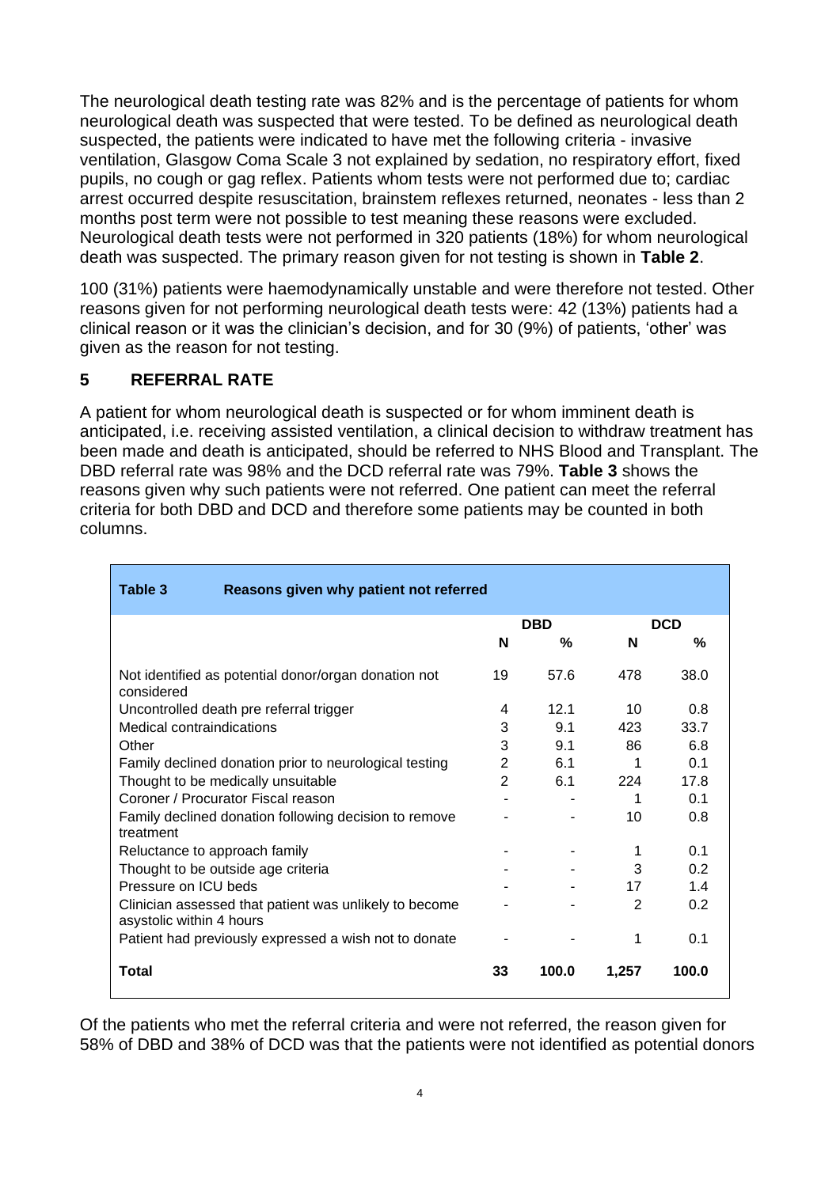The neurological death testing rate was 82% and is the percentage of patients for whom neurological death was suspected that were tested. To be defined as neurological death suspected, the patients were indicated to have met the following criteria - invasive ventilation, Glasgow Coma Scale 3 not explained by sedation, no respiratory effort, fixed pupils, no cough or gag reflex. Patients whom tests were not performed due to; cardiac arrest occurred despite resuscitation, brainstem reflexes returned, neonates - less than 2 months post term were not possible to test meaning these reasons were excluded. Neurological death tests were not performed in 320 patients (18%) for whom neurological death was suspected. The primary reason given for not testing is shown in **Table 2**.

100 (31%) patients were haemodynamically unstable and were therefore not tested. Other reasons given for not performing neurological death tests were: 42 (13%) patients had a clinical reason or it was the clinician's decision, and for 30 (9%) of patients, 'other' was given as the reason for not testing.

## 5 REFERRAL RATE

A patient for whom neurological death is suspected or for whom imminent death is anticipated, i.e. receiving assisted ventilation, a clinical decision to withdraw treatment has been made and death is anticipated, should be referred to NHS Blood and Transplant. The DBD referral rate was 98% and the DCD referral rate was 79%. **Table 3** shows the reasons given why such patients were not referred. One patient can meet the referral criteria for both DBD and DCD and therefore some patients may be counted in both columns.

**Table 3 Reasons given why patient not referred**

| | DBD | | DCD | |
|---|---|---|---|---|
| | **N** | **%** | **N** | **%** |
| Not identified as potential donor/organ donation not considered | 19 | 57.6 | 478 | 38.0 |
| Uncontrolled death pre referral trigger | 4 | 12.1 | 10 | 0.8 |
| Medical contraindications | 3 | 9.1 | 423 | 33.7 |
| Other | 3 | 9.1 | 86 | 6.8 |
| Family declined donation prior to neurological testing | 2 | 6.1 | 1 | 0.1 |
| Thought to be medically unsuitable | 2 | 6.1 | 224 | 17.8 |
| Coroner / Procurator Fiscal reason | - | - | 1 | 0.1 |
| Family declined donation following decision to remove treatment | - | - | 10 | 0.8 |
| Reluctance to approach family | - | - | 1 | 0.1 |
| Thought to be outside age criteria | - | - | 3 | 0.2 |
| Pressure on ICU beds | - | - | 17 | 1.4 |
| Clinician assessed that patient was unlikely to become asystolic within 4 hours | - | - | 2 | 0.2 |
| Patient had previously expressed a wish not to donate | - | - | 1 | 0.1 |
| **Total** | **33** | **100.0** | **1,257** | **100.0** |

Of the patients who met the referral criteria and were not referred, the reason given for 58% of DBD and 38% of DCD was that the patients were not identified as potential donors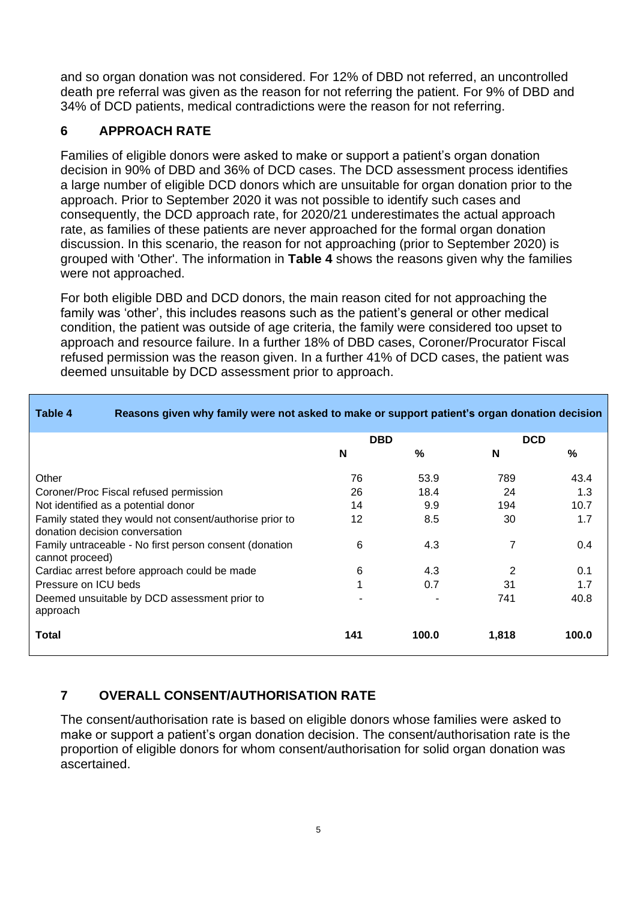and so organ donation was not considered. For 12% of DBD not referred, an uncontrolled death pre referral was given as the reason for not referring the patient. For 9% of DBD and 34% of DCD patients, medical contradictions were the reason for not referring.

## 6 APPROACH RATE

Families of eligible donors were asked to make or support a patient's organ donation decision in 90% of DBD and 36% of DCD cases. The DCD assessment process identifies a large number of eligible DCD donors which are unsuitable for organ donation prior to the approach. Prior to September 2020 it was not possible to identify such cases and consequently, the DCD approach rate, for 2020/21 underestimates the actual approach rate, as families of these patients are never approached for the formal organ donation discussion. In this scenario, the reason for not approaching (prior to September 2020) is grouped with 'Other'. The information in **Table 4** shows the reasons given why the families were not approached.

For both eligible DBD and DCD donors, the main reason cited for not approaching the family was 'other', this includes reasons such as the patient's general or other medical condition, the patient was outside of age criteria, the family were considered too upset to approach and resource failure. In a further 18% of DBD cases, Coroner/Procurator Fiscal refused permission was the reason given. In a further 41% of DCD cases, the patient was deemed unsuitable by DCD assessment prior to approach.

**Table 4 Reasons given why family were not asked to make or support patient's organ donation decision**

| | DBD | | DCD | |
|---|---|---|---|---|
| | N | % | N | % |
| Other | 76 | 53.9 | 789 | 43.4 |
| Coroner/Proc Fiscal refused permission | 26 | 18.4 | 24 | 1.3 |
| Not identified as a potential donor | 14 | 9.9 | 194 | 10.7 |
| Family stated they would not consent/authorise prior to donation decision conversation | 12 | 8.5 | 30 | 1.7 |
| Family untraceable - No first person consent (donation cannot proceed) | 6 | 4.3 | 7 | 0.4 |
| Cardiac arrest before approach could be made | 6 | 4.3 | 2 | 0.1 |
| Pressure on ICU beds | 1 | 0.7 | 31 | 1.7 |
| Deemed unsuitable by DCD assessment prior to approach | - | - | 741 | 40.8 |
| **Total** | **141** | **100.0** | **1,818** | **100.0** |

## 7 OVERALL CONSENT/AUTHORISATION RATE

The consent/authorisation rate is based on eligible donors whose families were asked to make or support a patient's organ donation decision. The consent/authorisation rate is the proportion of eligible donors for whom consent/authorisation for solid organ donation was ascertained.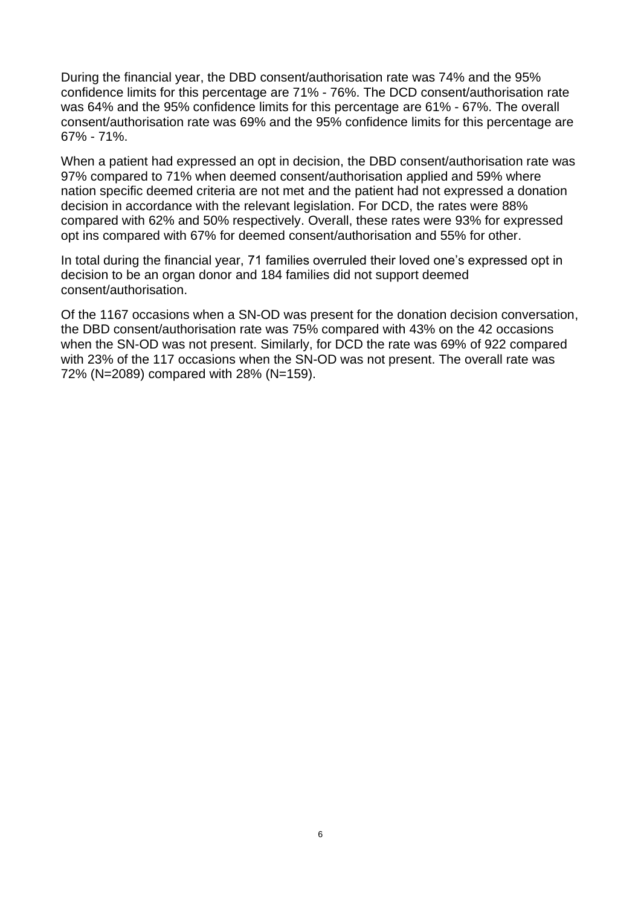During the financial year, the DBD consent/authorisation rate was 74% and the 95% confidence limits for this percentage are 71% - 76%. The DCD consent/authorisation rate was 64% and the 95% confidence limits for this percentage are 61% - 67%. The overall consent/authorisation rate was 69% and the 95% confidence limits for this percentage are 67% - 71%.

When a patient had expressed an opt in decision, the DBD consent/authorisation rate was 97% compared to 71% when deemed consent/authorisation applied and 59% where nation specific deemed criteria are not met and the patient had not expressed a donation decision in accordance with the relevant legislation. For DCD, the rates were 88% compared with 62% and 50% respectively. Overall, these rates were 93% for expressed opt ins compared with 67% for deemed consent/authorisation and 55% for other.

In total during the financial year, 71 families overruled their loved one's expressed opt in decision to be an organ donor and 184 families did not support deemed consent/authorisation.

Of the 1167 occasions when a SN-OD was present for the donation decision conversation, the DBD consent/authorisation rate was 75% compared with 43% on the 42 occasions when the SN-OD was not present. Similarly, for DCD the rate was 69% of 922 compared with 23% of the 117 occasions when the SN-OD was not present. The overall rate was 72% (N=2089) compared with 28% (N=159).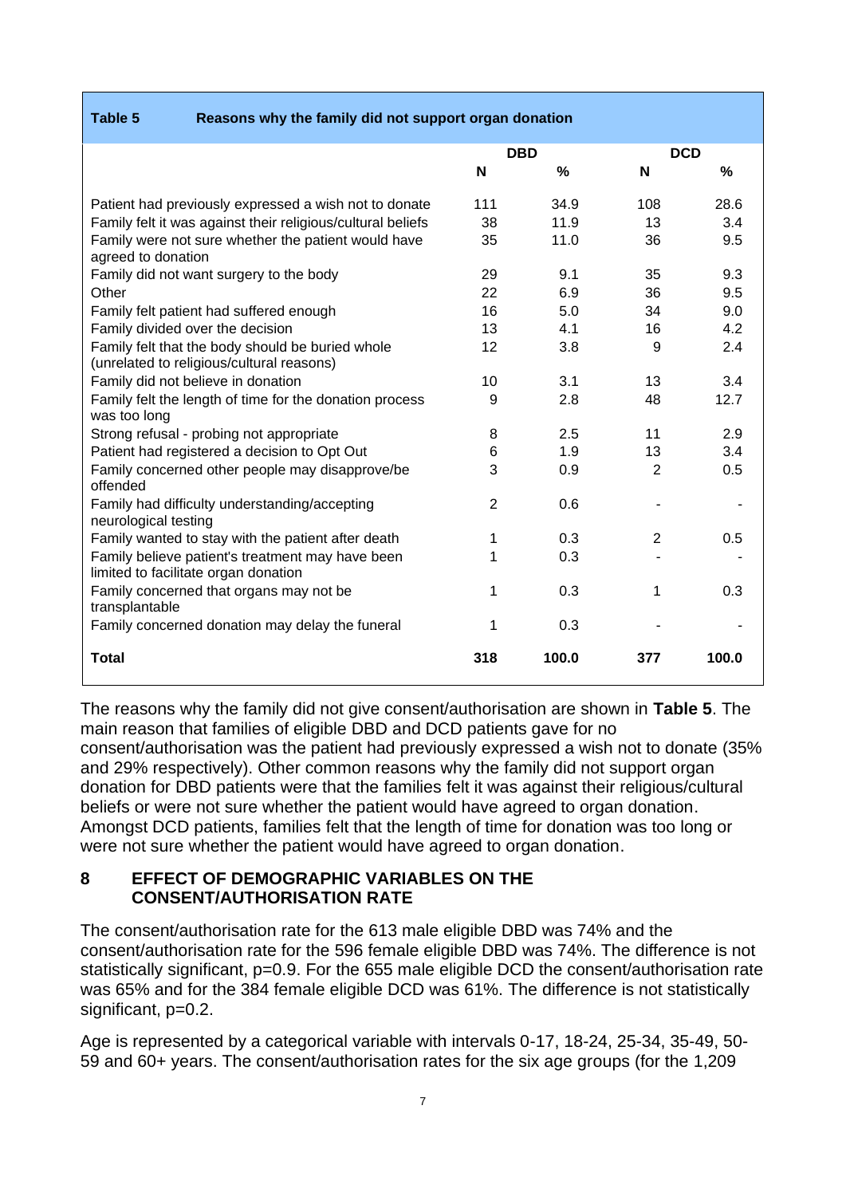**Table 5 Reasons why the family did not support organ donation**

| | DBD | | DCD | |
|---|---|---|---|---|
| | N | % | N | % |
| Patient had previously expressed a wish not to donate | 111 | 34.9 | 108 | 28.6 |
| Family felt it was against their religious/cultural beliefs | 38 | 11.9 | 13 | 3.4 |
| Family were not sure whether the patient would have agreed to donation | 35 | 11.0 | 36 | 9.5 |
| Family did not want surgery to the body | 29 | 9.1 | 35 | 9.3 |
| Other | 22 | 6.9 | 36 | 9.5 |
| Family felt patient had suffered enough | 16 | 5.0 | 34 | 9.0 |
| Family divided over the decision | 13 | 4.1 | 16 | 4.2 |
| Family felt that the body should be buried whole (unrelated to religious/cultural reasons) | 12 | 3.8 | 9 | 2.4 |
| Family did not believe in donation | 10 | 3.1 | 13 | 3.4 |
| Family felt the length of time for the donation process was too long | 9 | 2.8 | 48 | 12.7 |
| Strong refusal - probing not appropriate | 8 | 2.5 | 11 | 2.9 |
| Patient had registered a decision to Opt Out | 6 | 1.9 | 13 | 3.4 |
| Family concerned other people may disapprove/be offended | 3 | 0.9 | 2 | 0.5 |
| Family had difficulty understanding/accepting neurological testing | 2 | 0.6 | - | - |
| Family wanted to stay with the patient after death | 1 | 0.3 | 2 | 0.5 |
| Family believe patient's treatment may have been limited to facilitate organ donation | 1 | 0.3 | - | - |
| Family concerned that organs may not be transplantable | 1 | 0.3 | 1 | 0.3 |
| Family concerned donation may delay the funeral | 1 | 0.3 | - | - |
| **Total** | **318** | **100.0** | **377** | **100.0** |

The reasons why the family did not give consent/authorisation are shown in **Table 5**. The main reason that families of eligible DBD and DCD patients gave for no consent/authorisation was the patient had previously expressed a wish not to donate (35% and 29% respectively). Other common reasons why the family did not support organ donation for DBD patients were that the families felt it was against their religious/cultural beliefs or were not sure whether the patient would have agreed to organ donation. Amongst DCD patients, families felt that the length of time for donation was too long or were not sure whether the patient would have agreed to organ donation.

## 8 EFFECT OF DEMOGRAPHIC VARIABLES ON THE CONSENT/AUTHORISATION RATE

The consent/authorisation rate for the 613 male eligible DBD was 74% and the consent/authorisation rate for the 596 female eligible DBD was 74%. The difference is not statistically significant, $p=0.9$. For the 655 male eligible DCD the consent/authorisation rate was 65% and for the 384 female eligible DCD was 61%. The difference is not statistically significant, $p=0.2$.

Age is represented by a categorical variable with intervals 0-17, 18-24, 25-34, 35-49, 50-59 and 60+ years. The consent/authorisation rates for the six age groups (for the 1,209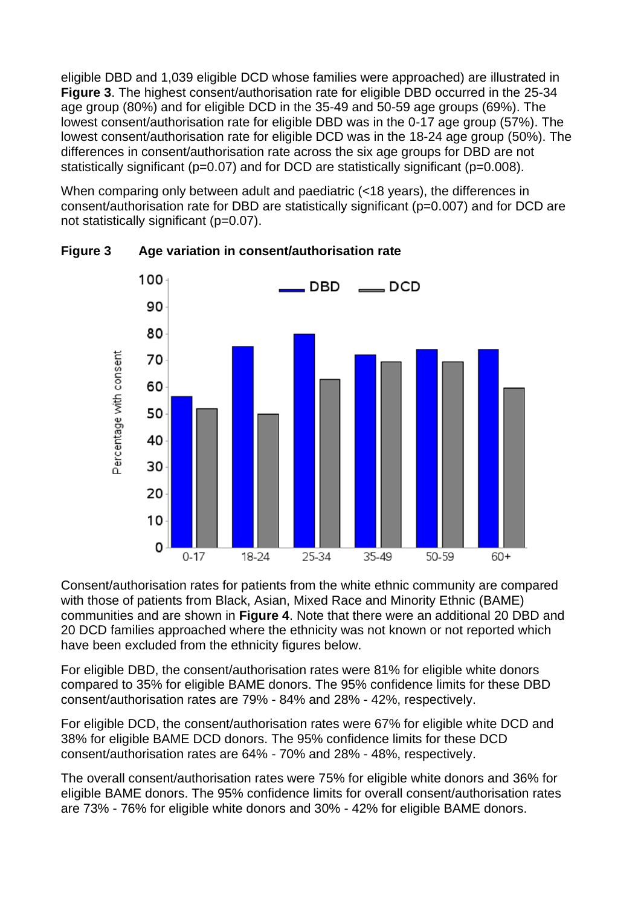eligible DBD and 1,039 eligible DCD whose families were approached) are illustrated in **Figure 3**. The highest consent/authorisation rate for eligible DBD occurred in the 25-34 age group (80%) and for eligible DCD in the 35-49 and 50-59 age groups (69%). The lowest consent/authorisation rate for eligible DBD was in the 0-17 age group (57%). The lowest consent/authorisation rate for eligible DCD was in the 18-24 age group (50%). The differences in consent/authorisation rate across the six age groups for DBD are not statistically significant ($p=0.07$) and for DCD are statistically significant ($p=0.008$).

When comparing only between adult and paediatric (<18 years), the differences in consent/authorisation rate for DBD are statistically significant ($p=0.007$) and for DCD are not statistically significant ($p=0.07$).

**Figure 3 Age variation in consent/authorisation rate**

Consent/authorisation rates for patients from the white ethnic community are compared with those of patients from Black, Asian, Mixed Race and Minority Ethnic (BAME) communities and are shown in **Figure 4**. Note that there were an additional 20 DBD and 20 DCD families approached where the ethnicity was not known or not reported which have been excluded from the ethnicity figures below.

For eligible DBD, the consent/authorisation rates were 81% for eligible white donors compared to 35% for eligible BAME donors. The 95% confidence limits for these DBD consent/authorisation rates are 79% - 84% and 28% - 42%, respectively.

For eligible DCD, the consent/authorisation rates were 67% for eligible white DCD and 38% for eligible BAME DCD donors. The 95% confidence limits for these DCD consent/authorisation rates are 64% - 70% and 28% - 48%, respectively.

The overall consent/authorisation rates were 75% for eligible white donors and 36% for eligible BAME donors. The 95% confidence limits for overall consent/authorisation rates are 73% - 76% for eligible white donors and 30% - 42% for eligible BAME donors.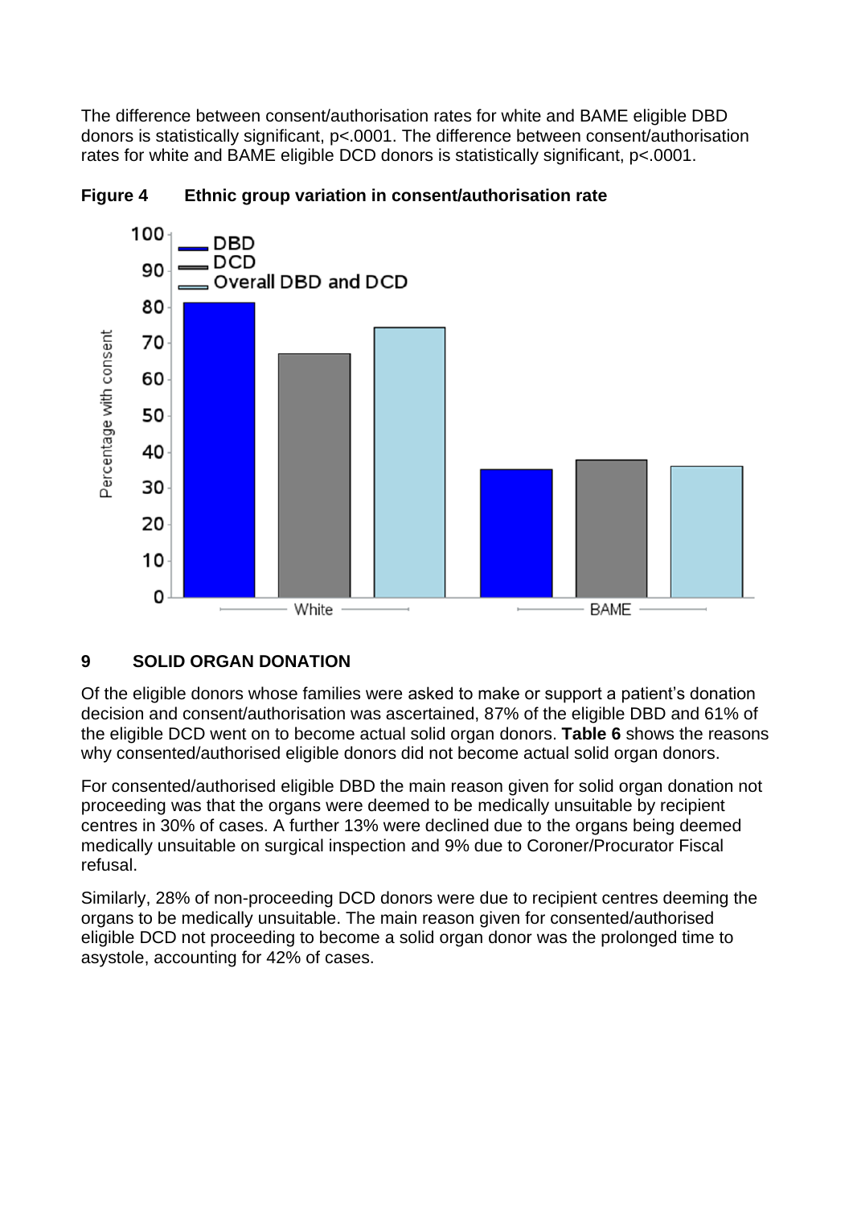The difference between consent/authorisation rates for white and BAME eligible DBD donors is statistically significant, p<.0001. The difference between consent/authorisation rates for white and BAME eligible DCD donors is statistically significant, p<.0001.

**Figure 4 Ethnic group variation in consent/authorisation rate**

## 9 SOLID ORGAN DONATION

Of the eligible donors whose families were asked to make or support a patient's donation decision and consent/authorisation was ascertained, 87% of the eligible DBD and 61% of the eligible DCD went on to become actual solid organ donors. **Table 6** shows the reasons why consented/authorised eligible donors did not become actual solid organ donors.

For consented/authorised eligible DBD the main reason given for solid organ donation not proceeding was that the organs were deemed to be medically unsuitable by recipient centres in 30% of cases. A further 13% were declined due to the organs being deemed medically unsuitable on surgical inspection and 9% due to Coroner/Procurator Fiscal refusal.

Similarly, 28% of non-proceeding DCD donors were due to recipient centres deeming the organs to be medically unsuitable. The main reason given for consented/authorised eligible DCD not proceeding to become a solid organ donor was the prolonged time to asystole, accounting for 42% of cases.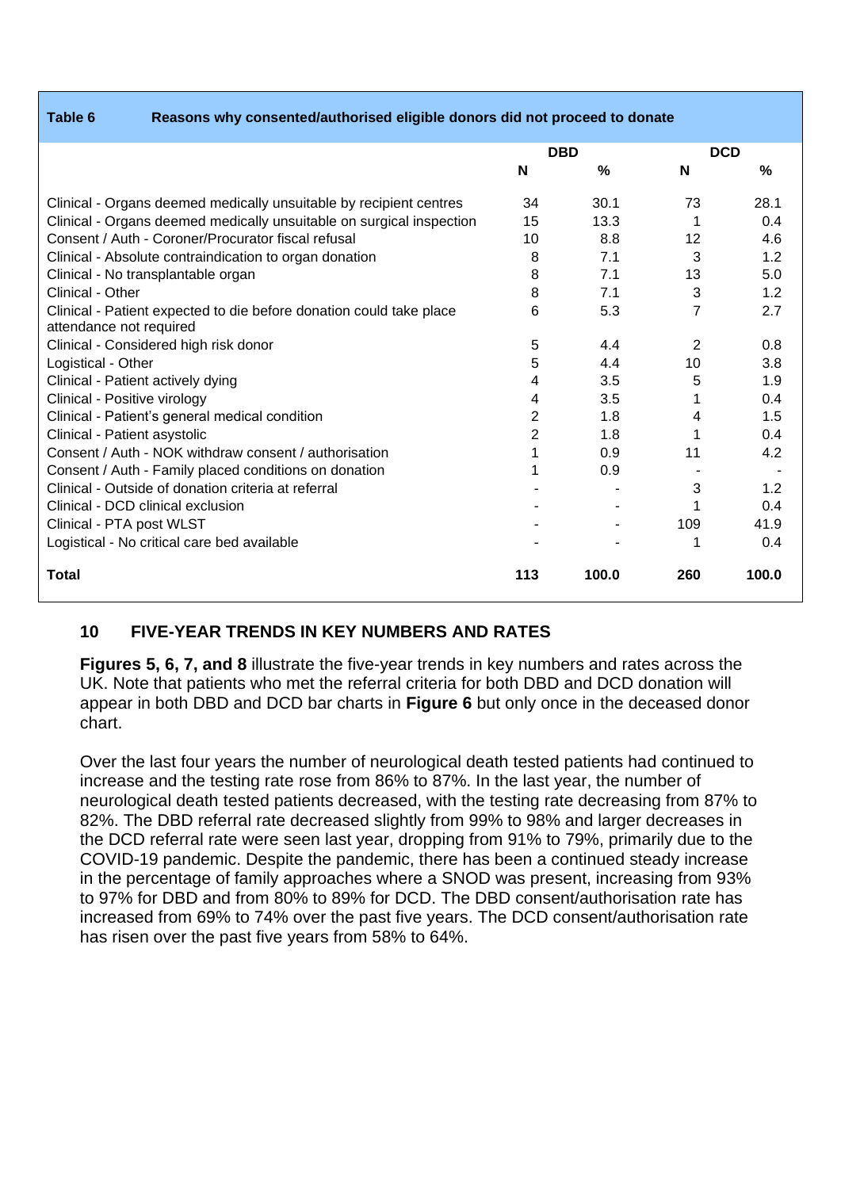**Table 6 Reasons why consented/authorised eligible donors did not proceed to donate**

| | DBD | | DCD | |
|---|---|---|---|---|
| | N | % | N | % |
| Clinical - Organs deemed medically unsuitable by recipient centres | 34 | 30.1 | 73 | 28.1 |
| Clinical - Organs deemed medically unsuitable on surgical inspection | 15 | 13.3 | 1 | 0.4 |
| Consent / Auth - Coroner/Procurator fiscal refusal | 10 | 8.8 | 12 | 4.6 |
| Clinical - Absolute contraindication to organ donation | 8 | 7.1 | 3 | 1.2 |
| Clinical - No transplantable organ | 8 | 7.1 | 13 | 5.0 |
| Clinical - Other | 8 | 7.1 | 3 | 1.2 |
| Clinical - Patient expected to die before donation could take place attendance not required | 6 | 5.3 | 7 | 2.7 |
| Clinical - Considered high risk donor | 5 | 4.4 | 2 | 0.8 |
| Logistical - Other | 5 | 4.4 | 10 | 3.8 |
| Clinical - Patient actively dying | 4 | 3.5 | 5 | 1.9 |
| Clinical - Positive virology | 4 | 3.5 | 1 | 0.4 |
| Clinical - Patient's general medical condition | 2 | 1.8 | 4 | 1.5 |
| Clinical - Patient asystolic | 2 | 1.8 | 1 | 0.4 |
| Consent / Auth - NOK withdraw consent / authorisation | 1 | 0.9 | 11 | 4.2 |
| Consent / Auth - Family placed conditions on donation | 1 | 0.9 | - | - |
| Clinical - Outside of donation criteria at referral | - | - | 3 | 1.2 |
| Clinical - DCD clinical exclusion | - | - | 1 | 0.4 |
| Clinical - PTA post WLST | - | - | 109 | 41.9 |
| Logistical - No critical care bed available | - | - | 1 | 0.4 |
| **Total** | **113** | **100.0** | **260** | **100.0** |

## 10 FIVE-YEAR TRENDS IN KEY NUMBERS AND RATES

**Figures 5, 6, 7, and 8** illustrate the five-year trends in key numbers and rates across the UK. Note that patients who met the referral criteria for both DBD and DCD donation will appear in both DBD and DCD bar charts in **Figure 6** but only once in the deceased donor chart.

Over the last four years the number of neurological death tested patients had continued to increase and the testing rate rose from 86% to 87%. In the last year, the number of neurological death tested patients decreased, with the testing rate decreasing from 87% to 82%. The DBD referral rate decreased slightly from 99% to 98% and larger decreases in the DCD referral rate were seen last year, dropping from 91% to 79%, primarily due to the COVID-19 pandemic. Despite the pandemic, there has been a continued steady increase in the percentage of family approaches where a SNOD was present, increasing from 93% to 97% for DBD and from 80% to 89% for DCD. The DBD consent/authorisation rate has increased from 69% to 74% over the past five years. The DCD consent/authorisation rate has risen over the past five years from 58% to 64%.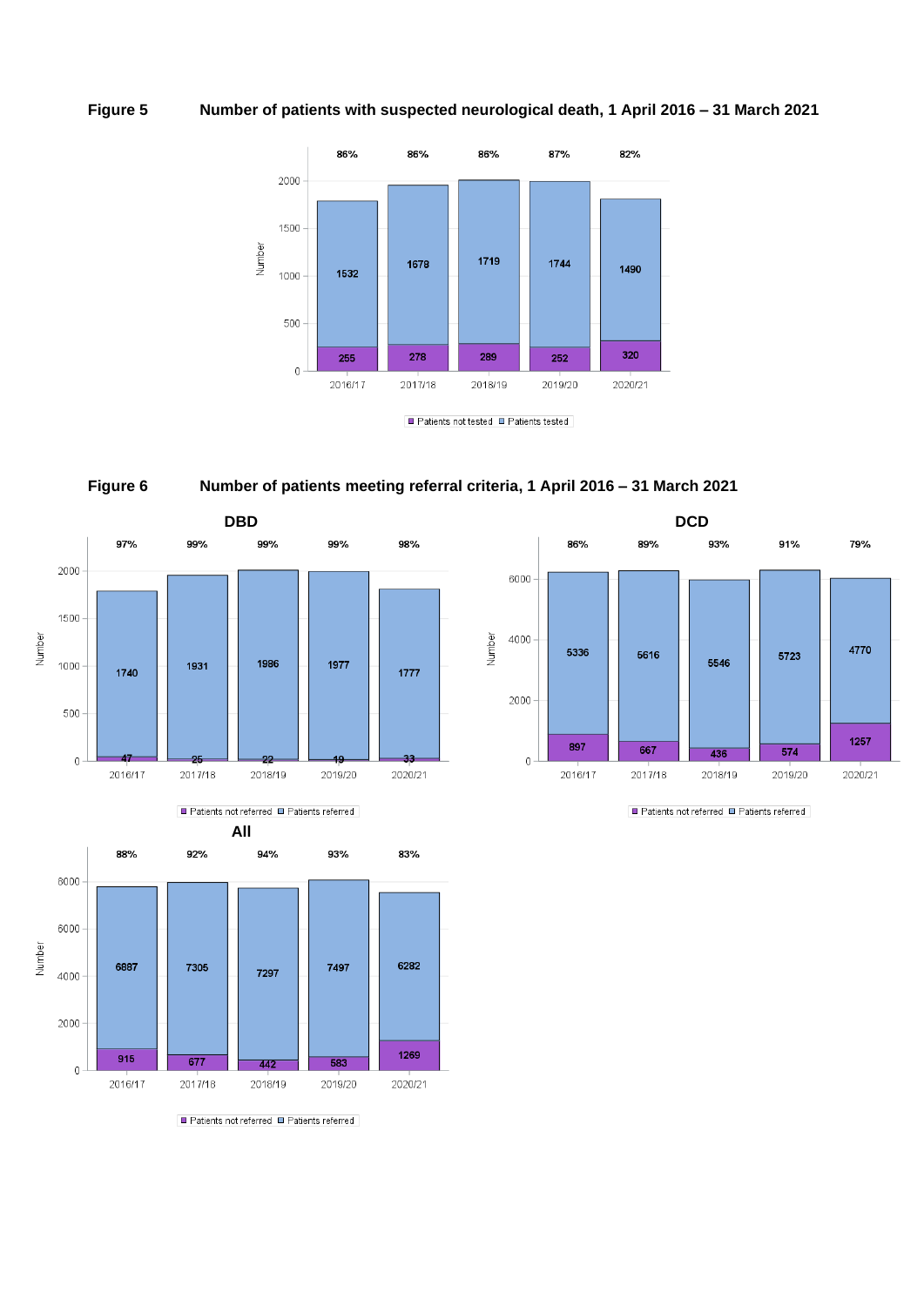**Figure 5** **Number of patients with suspected neurological death, 1 April 2016 – 31 March 2021**

| Year | Patients tested | Patients not tested | % tested |
|---|---|---|---|
| 2016/17 | 1532 | 255 | 86% |
| 2017/18 | 1678 | 278 | 86% |
| 2018/19 | 1719 | 289 | 86% |
| 2019/20 | 1744 | 252 | 87% |
| 2020/21 | 1490 | 320 | 82% |

**Figure 6** **Number of patients meeting referral criteria, 1 April 2016 – 31 March 2021**

**DBD**

| Year | Patients referred | Patients not referred | % referred |
|---|---|---|---|
| 2016/17 | 1740 | 47 | 97% |
| 2017/18 | 1931 | 25 | 99% |
| 2018/19 | 1986 | 22 | 99% |
| 2019/20 | 1977 | 19 | 99% |
| 2020/21 | 1777 | 33 | 98% |

**DCD**

| Year | Patients referred | Patients not referred | % referred |
|---|---|---|---|
| 2016/17 | 5336 | 897 | 86% |
| 2017/18 | 5616 | 667 | 89% |
| 2018/19 | 5546 | 436 | 93% |
| 2019/20 | 5723 | 574 | 91% |
| 2020/21 | 4770 | 1257 | 79% |

**All**

| Year | Patients referred | Patients not referred | % referred |
|---|---|---|---|
| 2016/17 | 6887 | 915 | 88% |
| 2017/18 | 7305 | 677 | 92% |
| 2018/19 | 7297 | 442 | 94% |
| 2019/20 | 7497 | 583 | 93% |
| 2020/21 | 6282 | 1269 | 83% |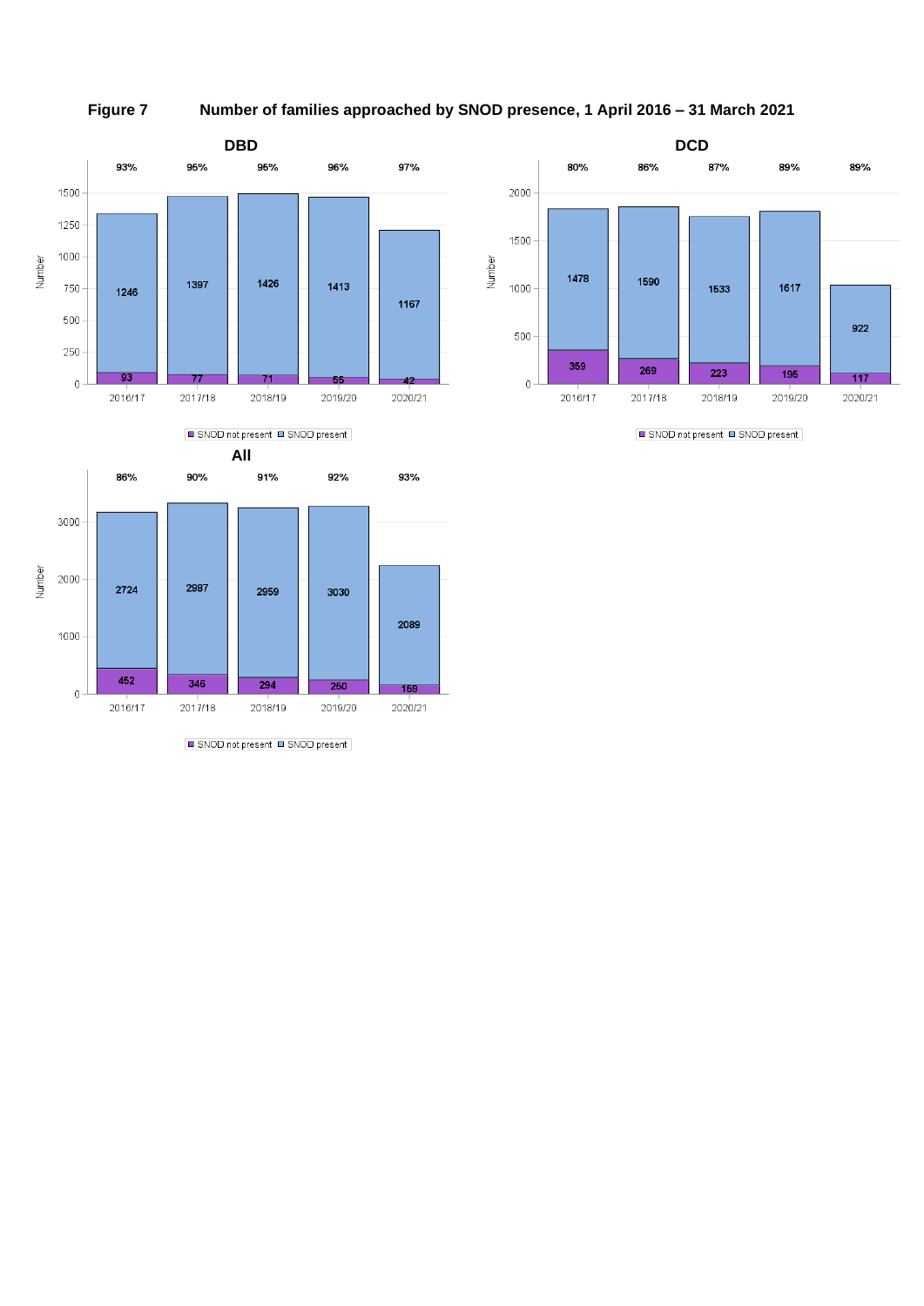**Figure 7** Number of families approached by SNOD presence, 1 April 2016 – 31 March 2021

**DBD**

| Year | SNOD not present | SNOD present | % SNOD present |
|---|---|---|---|
| 2016/17 | 93 | 1246 | 93% |
| 2017/18 | 77 | 1397 | 95% |
| 2018/19 | 71 | 1426 | 95% |
| 2019/20 | 55 | 1413 | 96% |
| 2020/21 | 42 | 1167 | 97% |

**DCD**

| Year | SNOD not present | SNOD present | % SNOD present |
|---|---|---|---|
| 2016/17 | 359 | 1478 | 80% |
| 2017/18 | 269 | 1590 | 86% |
| 2018/19 | 223 | 1533 | 87% |
| 2019/20 | 195 | 1617 | 89% |
| 2020/21 | 117 | 922 | 89% |

**All**

| Year | SNOD not present | SNOD present | % SNOD present |
|---|---|---|---|
| 2016/17 | 452 | 2724 | 86% |
| 2017/18 | 346 | 2987 | 90% |
| 2018/19 | 294 | 2959 | 91% |
| 2019/20 | 250 | 3030 | 92% |
| 2020/21 | 159 | 2089 | 93% |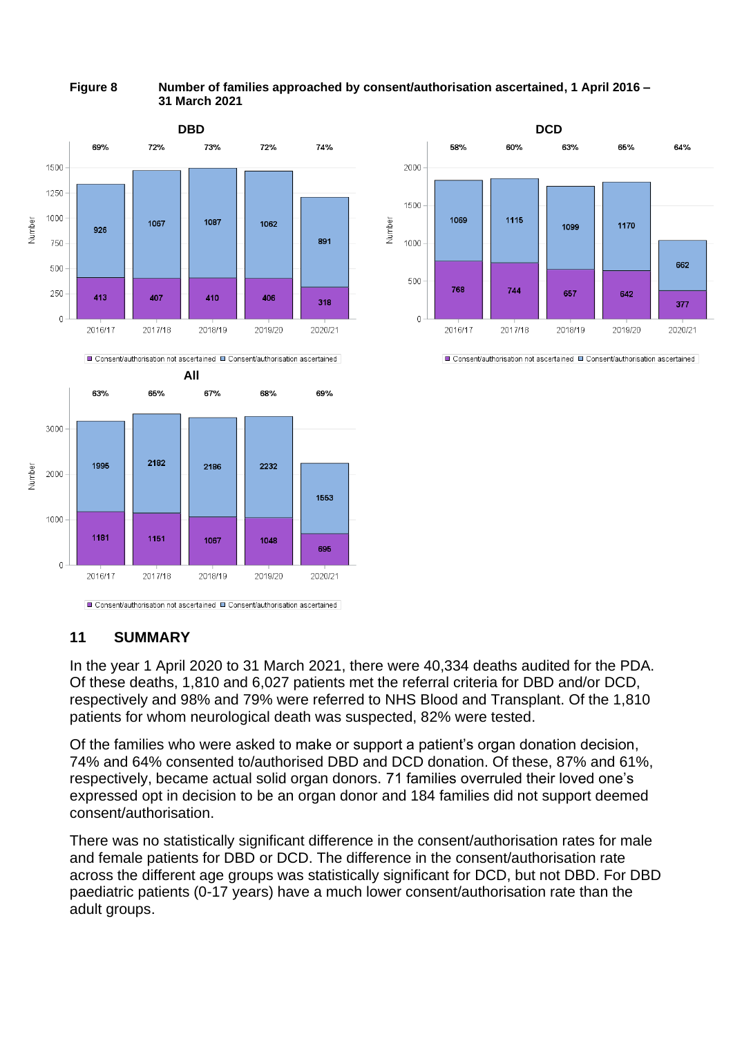**Figure 8** Number of families approached by consent/authorisation ascertained, 1 April 2016 – 31 March 2021

**DBD**

| | 2016/17 | 2017/18 | 2018/19 | 2019/20 | 2020/21 |
|---|---|---|---|---|---|
| Consent/authorisation ascertained | 926 | 1067 | 1087 | 1062 | 891 |
| Consent/authorisation not ascertained | 413 | 407 | 410 | 406 | 318 |
| % | 69% | 72% | 73% | 72% | 74% |

**DCD**

| | 2016/17 | 2017/18 | 2018/19 | 2019/20 | 2020/21 |
|---|---|---|---|---|---|
| Consent/authorisation ascertained | 1069 | 1115 | 1099 | 1170 | 662 |
| Consent/authorisation not ascertained | 768 | 744 | 657 | 642 | 377 |
| % | 58% | 60% | 63% | 65% | 64% |

**All**

| | 2016/17 | 2017/18 | 2018/19 | 2019/20 | 2020/21 |
|---|---|---|---|---|---|
| Consent/authorisation ascertained | 1995 | 2182 | 2186 | 2232 | 1553 |
| Consent/authorisation not ascertained | 1181 | 1151 | 1067 | 1048 | 695 |
| % | 63% | 65% | 67% | 68% | 69% |

## 11 SUMMARY

In the year 1 April 2020 to 31 March 2021, there were 40,334 deaths audited for the PDA. Of these deaths, 1,810 and 6,027 patients met the referral criteria for DBD and/or DCD, respectively and 98% and 79% were referred to NHS Blood and Transplant. Of the 1,810 patients for whom neurological death was suspected, 82% were tested.

Of the families who were asked to make or support a patient's organ donation decision, 74% and 64% consented to/authorised DBD and DCD donation. Of these, 87% and 61%, respectively, became actual solid organ donors. 71 families overruled their loved one's expressed opt in decision to be an organ donor and 184 families did not support deemed consent/authorisation.

There was no statistically significant difference in the consent/authorisation rates for male and female patients for DBD or DCD. The difference in the consent/authorisation rate across the different age groups was statistically significant for DCD, but not DBD. For DBD paediatric patients (0-17 years) have a much lower consent/authorisation rate than the adult groups.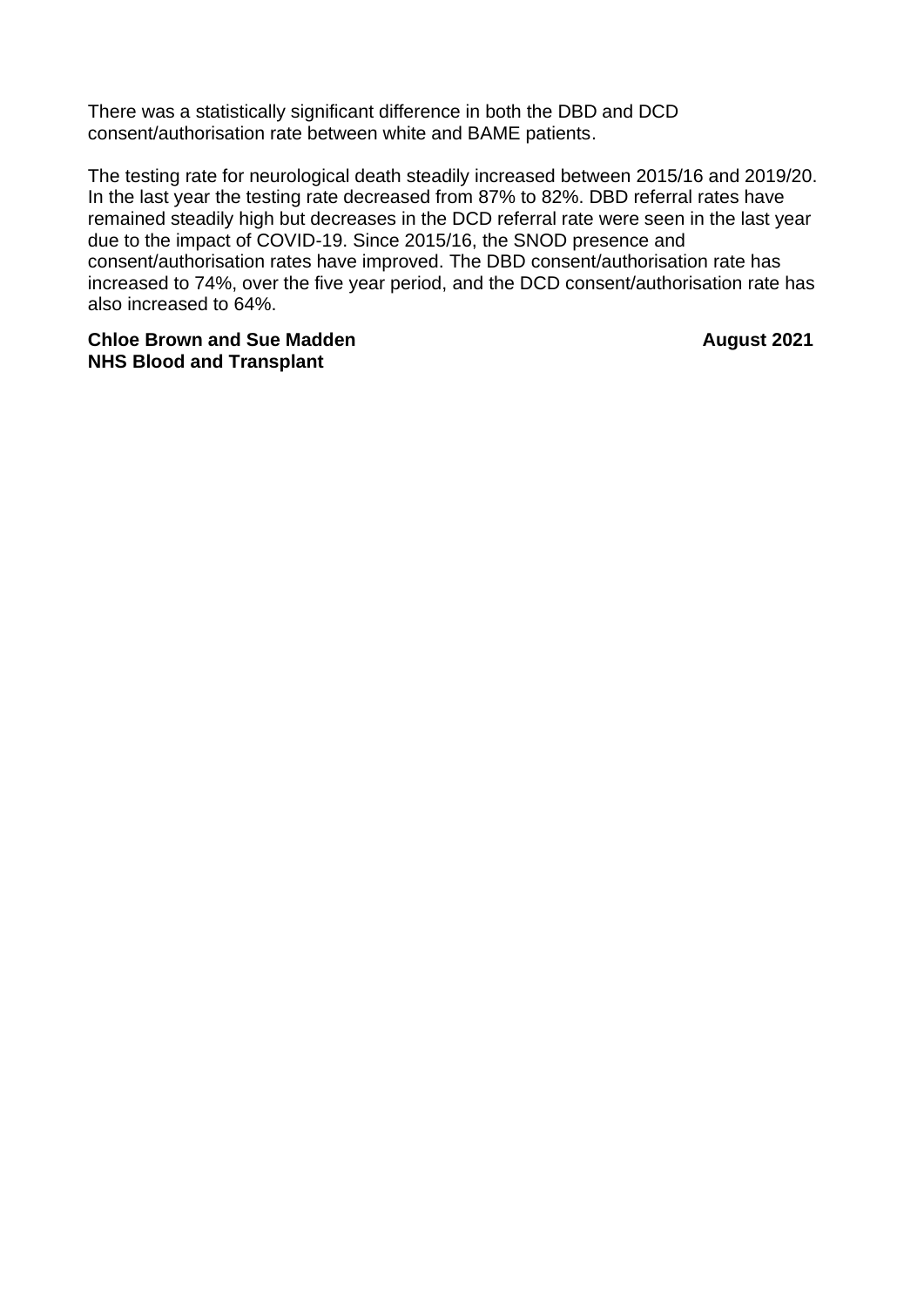There was a statistically significant difference in both the DBD and DCD consent/authorisation rate between white and BAME patients.

The testing rate for neurological death steadily increased between 2015/16 and 2019/20. In the last year the testing rate decreased from 87% to 82%. DBD referral rates have remained steadily high but decreases in the DCD referral rate were seen in the last year due to the impact of COVID-19. Since 2015/16, the SNOD presence and consent/authorisation rates have improved. The DBD consent/authorisation rate has increased to 74%, over the five year period, and the DCD consent/authorisation rate has also increased to 64%.

**Chloe Brown and Sue Madden** **August 2021**
**NHS Blood and Transplant**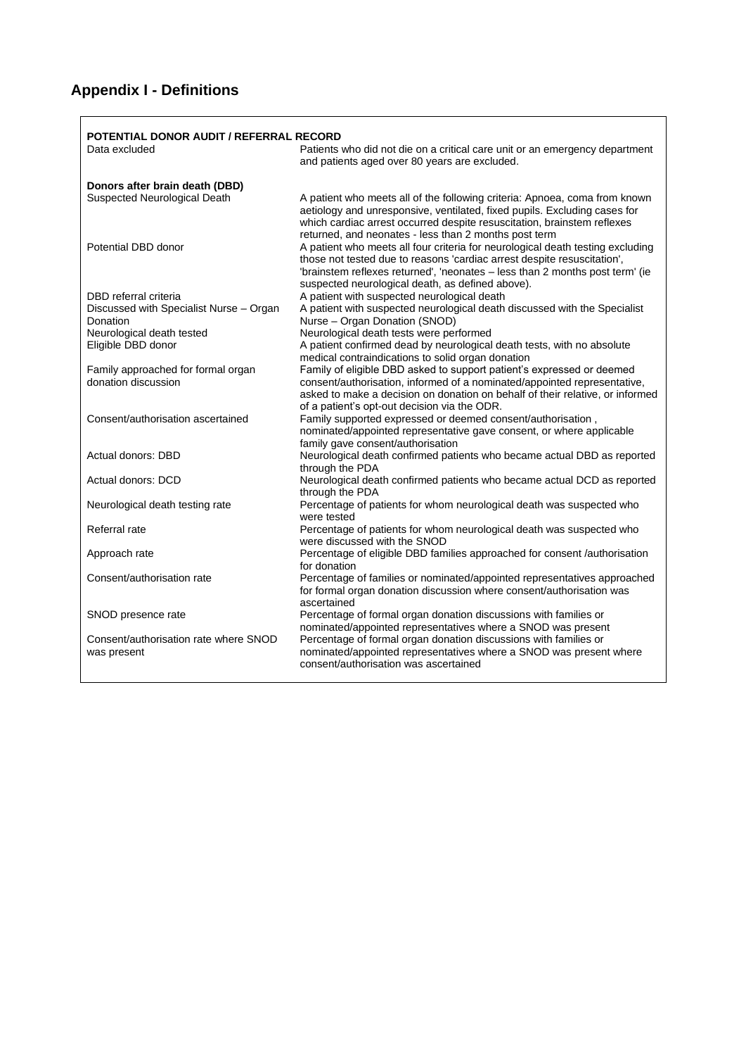## Appendix I - Definitions

| **POTENTIAL DONOR AUDIT / REFERRAL RECORD** | |
|---|---|
| Data excluded | Patients who did not die on a critical care unit or an emergency department and patients aged over 80 years are excluded. |
| **Donors after brain death (DBD)** | |
| Suspected Neurological Death | A patient who meets all of the following criteria: Apnoea, coma from known aetiology and unresponsive, ventilated, fixed pupils. Excluding cases for which cardiac arrest occurred despite resuscitation, brainstem reflexes returned, and neonates - less than 2 months post term |
| Potential DBD donor | A patient who meets all four criteria for neurological death testing excluding those not tested due to reasons 'cardiac arrest despite resuscitation', 'brainstem reflexes returned', 'neonates – less than 2 months post term' (ie suspected neurological death, as defined above). |
| DBD referral criteria | A patient with suspected neurological death |
| Discussed with Specialist Nurse – Organ Donation | A patient with suspected neurological death discussed with the Specialist Nurse – Organ Donation (SNOD) |
| Neurological death tested | Neurological death tests were performed |
| Eligible DBD donor | A patient confirmed dead by neurological death tests, with no absolute medical contraindications to solid organ donation |
| Family approached for formal organ donation discussion | Family of eligible DBD asked to support patient's expressed or deemed consent/authorisation, informed of a nominated/appointed representative, asked to make a decision on donation on behalf of their relative, or informed of a patient's opt-out decision via the ODR. |
| Consent/authorisation ascertained | Family supported expressed or deemed consent/authorisation , nominated/appointed representative gave consent, or where applicable family gave consent/authorisation |
| Actual donors: DBD | Neurological death confirmed patients who became actual DBD as reported through the PDA |
| Actual donors: DCD | Neurological death confirmed patients who became actual DCD as reported through the PDA |
| Neurological death testing rate | Percentage of patients for whom neurological death was suspected who were tested |
| Referral rate | Percentage of patients for whom neurological death was suspected who were discussed with the SNOD |
| Approach rate | Percentage of eligible DBD families approached for consent /authorisation for donation |
| Consent/authorisation rate | Percentage of families or nominated/appointed representatives approached for formal organ donation discussion where consent/authorisation was ascertained |
| SNOD presence rate | Percentage of formal organ donation discussions with families or nominated/appointed representatives where a SNOD was present |
| Consent/authorisation rate where SNOD was present | Percentage of formal organ donation discussions with families or nominated/appointed representatives where a SNOD was present where consent/authorisation was ascertained |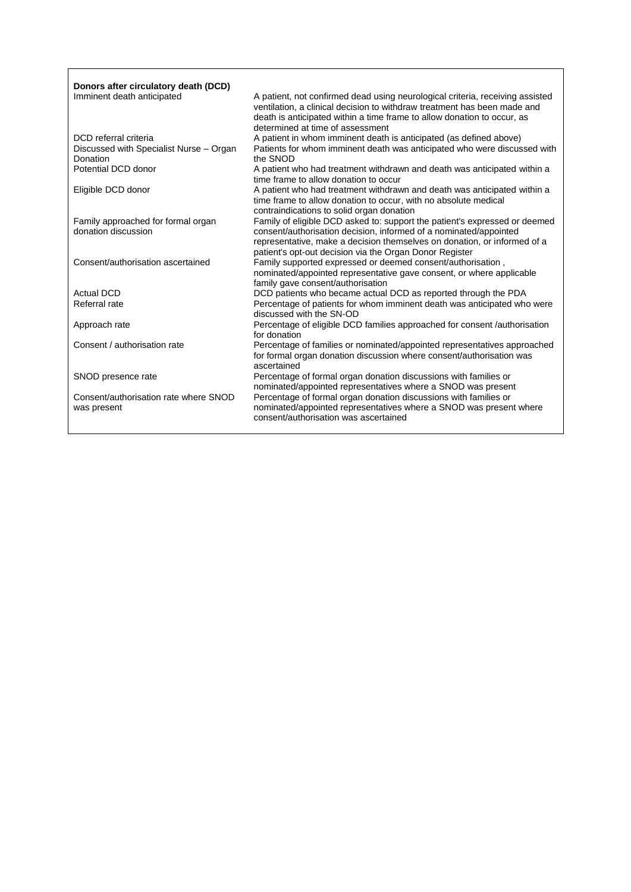| **Donors after circulatory death (DCD)** | |
|---|---|
| Imminent death anticipated | A patient, not confirmed dead using neurological criteria, receiving assisted ventilation, a clinical decision to withdraw treatment has been made and death is anticipated within a time frame to allow donation to occur, as determined at time of assessment |
| DCD referral criteria | A patient in whom imminent death is anticipated (as defined above) |
| Discussed with Specialist Nurse – Organ Donation | Patients for whom imminent death was anticipated who were discussed with the SNOD |
| Potential DCD donor | A patient who had treatment withdrawn and death was anticipated within a time frame to allow donation to occur |
| Eligible DCD donor | A patient who had treatment withdrawn and death was anticipated within a time frame to allow donation to occur, with no absolute medical contraindications to solid organ donation |
| Family approached for formal organ donation discussion | Family of eligible DCD asked to: support the patient's expressed or deemed consent/authorisation decision, informed of a nominated/appointed representative, make a decision themselves on donation, or informed of a patient's opt-out decision via the Organ Donor Register |
| Consent/authorisation ascertained | Family supported expressed or deemed consent/authorisation , nominated/appointed representative gave consent, or where applicable family gave consent/authorisation |
| Actual DCD | DCD patients who became actual DCD as reported through the PDA |
| Referral rate | Percentage of patients for whom imminent death was anticipated who were discussed with the SN-OD |
| Approach rate | Percentage of eligible DCD families approached for consent /authorisation for donation |
| Consent / authorisation rate | Percentage of families or nominated/appointed representatives approached for formal organ donation discussion where consent/authorisation was ascertained |
| SNOD presence rate | Percentage of formal organ donation discussions with families or nominated/appointed representatives where a SNOD was present |
| Consent/authorisation rate where SNOD was present | Percentage of formal organ donation discussions with families or nominated/appointed representatives where a SNOD was present where consent/authorisation was ascertained |